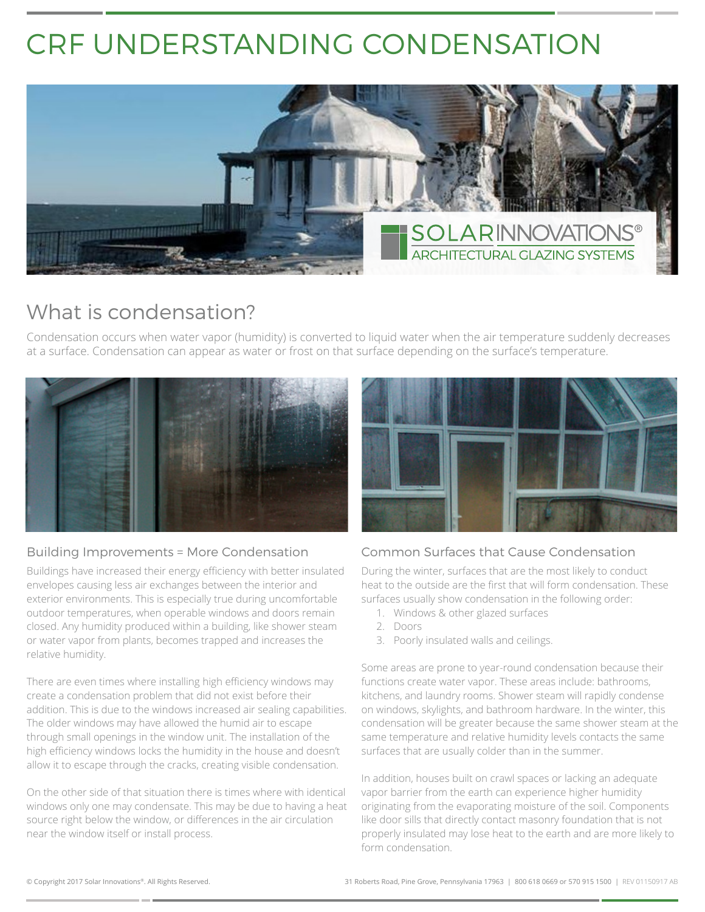# CRF UNDERSTANDING CONDENSATION

## What is condensation?

Condensation occurs when water vapor (humidity) is converted to liquid water when the air temperature suddenly decreases at a surface. Condensation can appear as water or frost on that surface depending on the surface's temperature.

### Building Improvements = More Condensation

Buildings have increased their energy efficiency with better insulated envelopes causing less air exchanges between the interior and exterior environments. This is especially true during uncomfortable outdoor temperatures, when operable windows and doors remain closed. Any humidity produced within a building, like shower steam or water vapor from plants, becomes trapped and increases the relative humidity.

There are even times where installing high efficiency windows may create a condensation problem that did not exist before their addition. This is due to the windows increased air sealing capabilities. The older windows may have allowed the humid air to escape through small openings in the window unit. The installation of the high efficiency windows locks the humidity in the house and doesn't allow it to escape through the cracks, creating visible condensation.

On the other side of that situation there is times where with identical windows only one may condensate. This may be due to having a heat source right below the window, or differences in the air circulation near the window itself or install process.

### Common Surfaces that Cause Condensation

During the winter, surfaces that are the most likely to conduct heat to the outside are the first that will form condensation. These surfaces usually show condensation in the following order:

1. Windows & other glazed surfaces
2. Doors
3. Poorly insulated walls and ceilings.

Some areas are prone to year-round condensation because their functions create water vapor. These areas include: bathrooms, kitchens, and laundry rooms. Shower steam will rapidly condense on windows, skylights, and bathroom hardware. In the winter, this condensation will be greater because the same shower steam at the same temperature and relative humidity levels contacts the same surfaces that are usually colder than in the summer.

In addition, houses built on crawl spaces or lacking an adequate vapor barrier from the earth can experience higher humidity originating from the evaporating moisture of the soil. Components like door sills that directly contact masonry foundation that is not properly insulated may lose heat to the earth and are more likely to form condensation.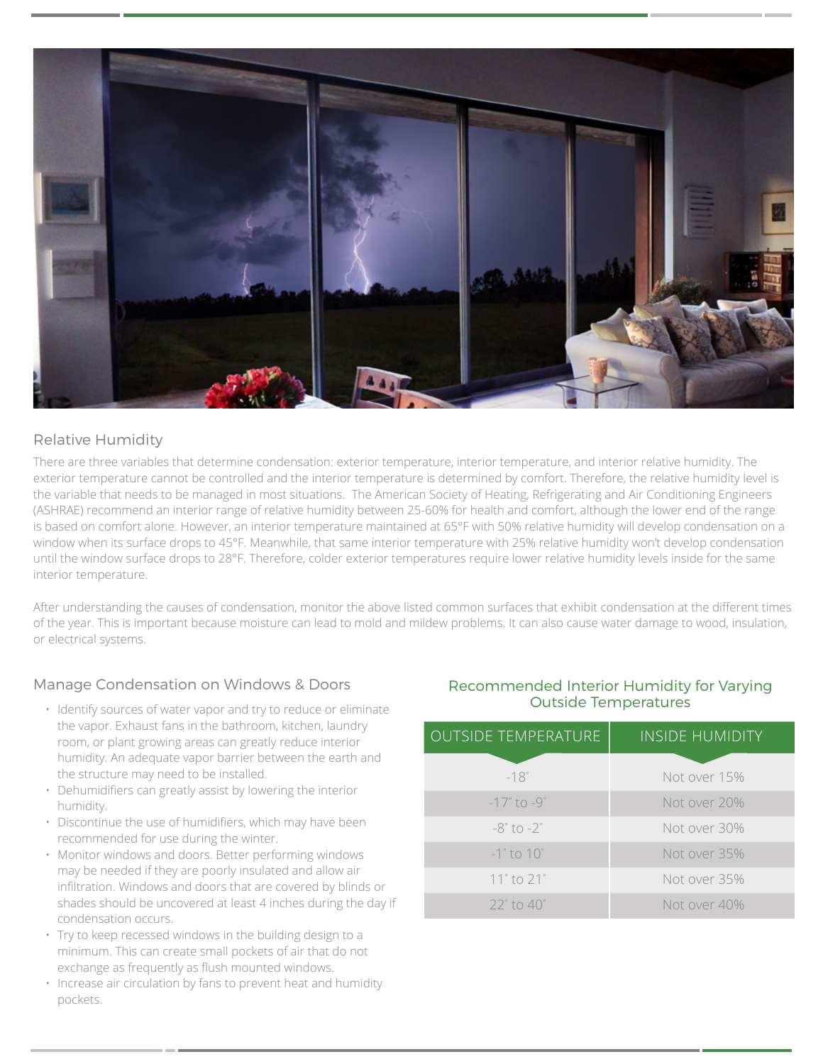## Relative Humidity

There are three variables that determine condensation: exterior temperature, interior temperature, and interior relative humidity. The exterior temperature cannot be controlled and the interior temperature is determined by comfort. Therefore, the relative humidity level is the variable that needs to be managed in most situations. The American Society of Heating, Refrigerating and Air Conditioning Engineers (ASHRAE) recommend an interior range of relative humidity between 25-60% for health and comfort, although the lower end of the range is based on comfort alone. However, an interior temperature maintained at 65°F with 50% relative humidity will develop condensation on a window when its surface drops to 45°F. Meanwhile, that same interior temperature with 25% relative humidity won't develop condensation until the window surface drops to 28°F. Therefore, colder exterior temperatures require lower relative humidity levels inside for the same interior temperature.

After understanding the causes of condensation, monitor the above listed common surfaces that exhibit condensation at the different times of the year. This is important because moisture can lead to mold and mildew problems. It can also cause water damage to wood, insulation, or electrical systems.

## Manage Condensation on Windows & Doors

- Identify sources of water vapor and try to reduce or eliminate the vapor. Exhaust fans in the bathroom, kitchen, laundry room, or plant growing areas can greatly reduce interior humidity. An adequate vapor barrier between the earth and the structure may need to be installed.
- Dehumidifiers can greatly assist by lowering the interior humidity.
- Discontinue the use of humidifiers, which may have been recommended for use during the winter.
- Monitor windows and doors. Better performing windows may be needed if they are poorly insulated and allow air infiltration. Windows and doors that are covered by blinds or shades should be uncovered at least 4 inches during the day if condensation occurs.
- Try to keep recessed windows in the building design to a minimum. This can create small pockets of air that do not exchange as frequently as flush mounted windows.
- Increase air circulation by fans to prevent heat and humidity pockets.

### Recommended Interior Humidity for Varying Outside Temperatures

| OUTSIDE TEMPERATURE | INSIDE HUMIDITY |
|---|---|
| -18° | Not over 15% |
| -17° to -9° | Not over 20% |
| -8° to -2° | Not over 30% |
| -1° to 10° | Not over 35% |
| 11° to 21° | Not over 35% |
| 22° to 40° | Not over 40% |